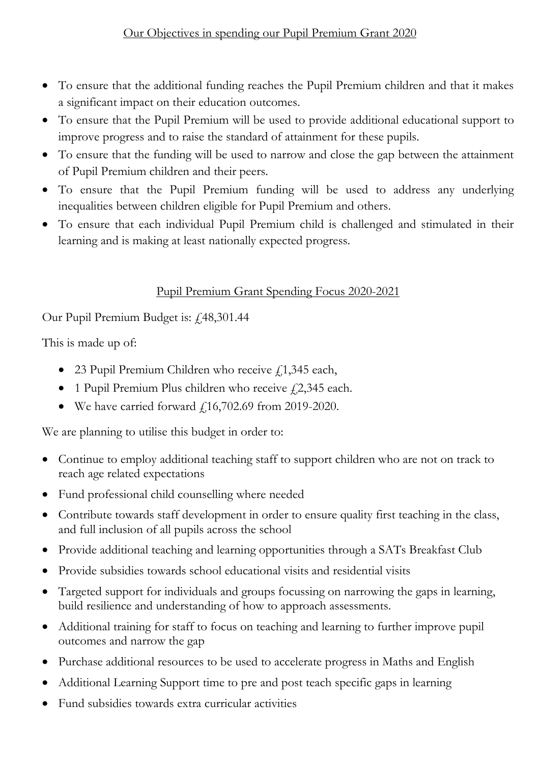## Our Objectives in spending our Pupil Premium Grant 2020

- To ensure that the additional funding reaches the Pupil Premium children and that it makes a significant impact on their education outcomes.
- To ensure that the Pupil Premium will be used to provide additional educational support to improve progress and to raise the standard of attainment for these pupils.
- To ensure that the funding will be used to narrow and close the gap between the attainment of Pupil Premium children and their peers.
- To ensure that the Pupil Premium funding will be used to address any underlying inequalities between children eligible for Pupil Premium and others.
- To ensure that each individual Pupil Premium child is challenged and stimulated in their learning and is making at least nationally expected progress.

## Pupil Premium Grant Spending Focus 2020-2021

Our Pupil Premium Budget is: £48,301.44

This is made up of:

- 23 Pupil Premium Children who receive £1,345 each,
- 1 Pupil Premium Plus children who receive £2,345 each.
- We have carried forward £16,702.69 from 2019-2020.

We are planning to utilise this budget in order to:

- Continue to employ additional teaching staff to support children who are not on track to reach age related expectations
- Fund professional child counselling where needed
- Contribute towards staff development in order to ensure quality first teaching in the class, and full inclusion of all pupils across the school
- Provide additional teaching and learning opportunities through a SATs Breakfast Club
- Provide subsidies towards school educational visits and residential visits
- Targeted support for individuals and groups focussing on narrowing the gaps in learning, build resilience and understanding of how to approach assessments.
- Additional training for staff to focus on teaching and learning to further improve pupil outcomes and narrow the gap
- Purchase additional resources to be used to accelerate progress in Maths and English
- Additional Learning Support time to pre and post teach specific gaps in learning
- Fund subsidies towards extra curricular activities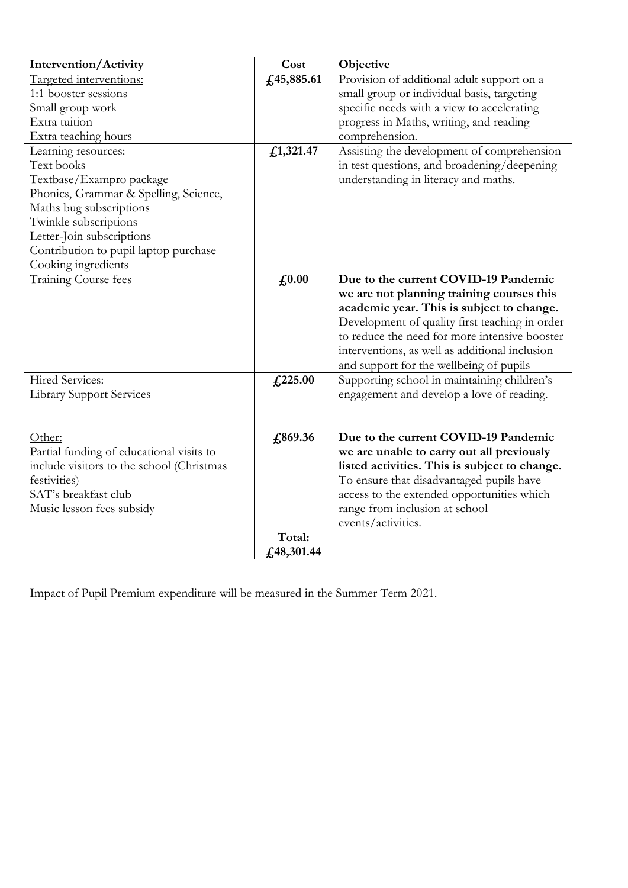| Intervention/Activity | Cost | Objective |
|---|---|---|
| Targeted interventions:<br>1:1 booster sessions<br>Small group work<br>Extra tuition<br>Extra teaching hours | **£45,885.61** | Provision of additional adult support on a small group or individual basis, targeting specific needs with a view to accelerating progress in Maths, writing, and reading comprehension. |
| Learning resources:<br>Text books<br>Textbase/Exampro package<br>Phonics, Grammar & Spelling, Science,<br>Maths bug subscriptions<br>Twinkle subscriptions<br>Letter-Join subscriptions<br>Contribution to pupil laptop purchase<br>Cooking ingredients | **£1,321.47** | Assisting the development of comprehension in test questions, and broadening/deepening understanding in literacy and maths. |
| Training Course fees | **£0.00** | **Due to the current COVID-19 Pandemic we are not planning training courses this academic year. This is subject to change.** Development of quality first teaching in order to reduce the need for more intensive booster interventions, as well as additional inclusion and support for the wellbeing of pupils |
| Hired Services:<br>Library Support Services | **£225.00** | Supporting school in maintaining children's engagement and develop a love of reading. |
| Other:<br>Partial funding of educational visits to include visitors to the school (Christmas festivities)<br>SAT's breakfast club<br>Music lesson fees subsidy | **£869.36** | **Due to the current COVID-19 Pandemic we are unable to carry out all previously listed activities. This is subject to change.** To ensure that disadvantaged pupils have access to the extended opportunities which range from inclusion at school events/activities. |
| | **Total: £48,301.44** | |

Impact of Pupil Premium expenditure will be measured in the Summer Term 2021.